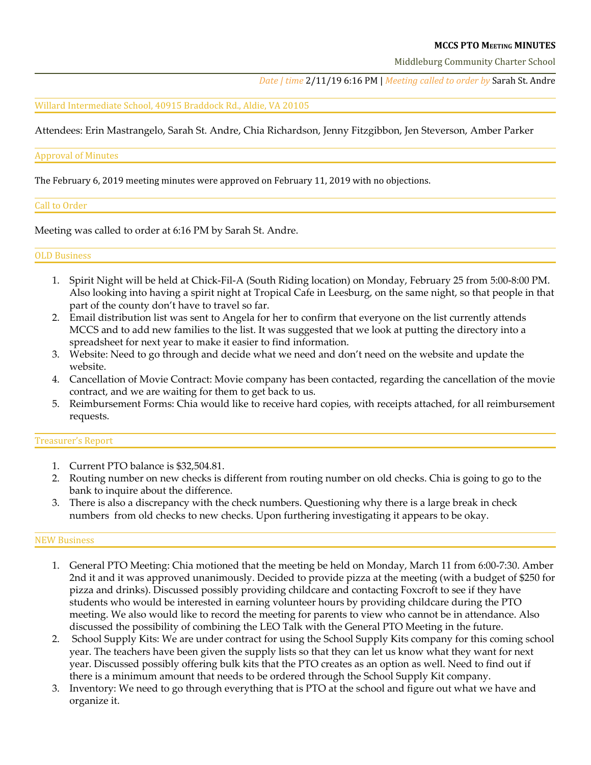**MCCS PTO MEETING MINUTES**

Middleburg Community Charter School

*Date | time* 2/11/19 6:16 PM | *Meeting called to order by* Sarah St. Andre

Willard Intermediate School, 40915 Braddock Rd., Aldie, VA 20105

Attendees: Erin Mastrangelo, Sarah St. Andre, Chia Richardson, Jenny Fitzgibbon, Jen Steverson, Amber Parker

## Approval of Minutes

The February 6, 2019 meeting minutes were approved on February 11, 2019 with no objections.

## Call to Order

Meeting was called to order at 6:16 PM by Sarah St. Andre.

## OLD Business

1. Spirit Night will be held at Chick-Fil-A (South Riding location) on Monday, February 25 from 5:00-8:00 PM. Also looking into having a spirit night at Tropical Cafe in Leesburg, on the same night, so that people in that part of the county don't have to travel so far.
2. Email distribution list was sent to Angela for her to confirm that everyone on the list currently attends MCCS and to add new families to the list. It was suggested that we look at putting the directory into a spreadsheet for next year to make it easier to find information.
3. Website: Need to go through and decide what we need and don't need on the website and update the website.
4. Cancellation of Movie Contract: Movie company has been contacted, regarding the cancellation of the movie contract, and we are waiting for them to get back to us.
5. Reimbursement Forms: Chia would like to receive hard copies, with receipts attached, for all reimbursement requests.

## Treasurer's Report

1. Current PTO balance is $32,504.81.
2. Routing number on new checks is different from routing number on old checks. Chia is going to go to the bank to inquire about the difference.
3. There is also a discrepancy with the check numbers. Questioning why there is a large break in check numbers from old checks to new checks. Upon furthering investigating it appears to be okay.

## NEW Business

1. General PTO Meeting: Chia motioned that the meeting be held on Monday, March 11 from 6:00-7:30. Amber 2nd it and it was approved unanimously. Decided to provide pizza at the meeting (with a budget of $250 for pizza and drinks). Discussed possibly providing childcare and contacting Foxcroft to see if they have students who would be interested in earning volunteer hours by providing childcare during the PTO meeting. We also would like to record the meeting for parents to view who cannot be in attendance. Also discussed the possibility of combining the LEO Talk with the General PTO Meeting in the future.
2. School Supply Kits: We are under contract for using the School Supply Kits company for this coming school year. The teachers have been given the supply lists so that they can let us know what they want for next year. Discussed possibly offering bulk kits that the PTO creates as an option as well. Need to find out if there is a minimum amount that needs to be ordered through the School Supply Kit company.
3. Inventory: We need to go through everything that is PTO at the school and figure out what we have and organize it.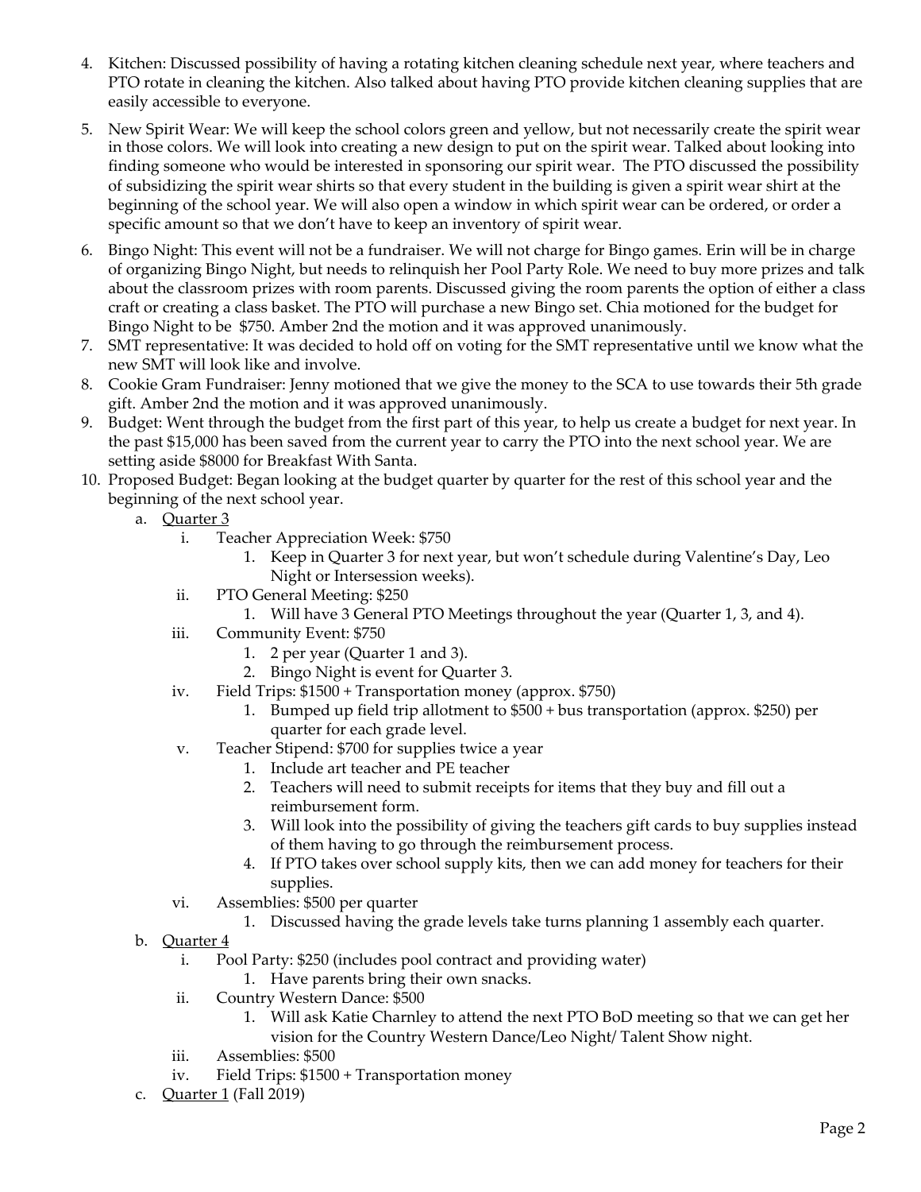4. Kitchen: Discussed possibility of having a rotating kitchen cleaning schedule next year, where teachers and PTO rotate in cleaning the kitchen. Also talked about having PTO provide kitchen cleaning supplies that are easily accessible to everyone.
5. New Spirit Wear: We will keep the school colors green and yellow, but not necessarily create the spirit wear in those colors. We will look into creating a new design to put on the spirit wear. Talked about looking into finding someone who would be interested in sponsoring our spirit wear. The PTO discussed the possibility of subsidizing the spirit wear shirts so that every student in the building is given a spirit wear shirt at the beginning of the school year. We will also open a window in which spirit wear can be ordered, or order a specific amount so that we don't have to keep an inventory of spirit wear.
6. Bingo Night: This event will not be a fundraiser. We will not charge for Bingo games. Erin will be in charge of organizing Bingo Night, but needs to relinquish her Pool Party Role. We need to buy more prizes and talk about the classroom prizes with room parents. Discussed giving the room parents the option of either a class craft or creating a class basket. The PTO will purchase a new Bingo set. Chia motioned for the budget for Bingo Night to be $750. Amber 2nd the motion and it was approved unanimously.
7. SMT representative: It was decided to hold off on voting for the SMT representative until we know what the new SMT will look like and involve.
8. Cookie Gram Fundraiser: Jenny motioned that we give the money to the SCA to use towards their 5th grade gift. Amber 2nd the motion and it was approved unanimously.
9. Budget: Went through the budget from the first part of this year, to help us create a budget for next year. In the past $15,000 has been saved from the current year to carry the PTO into the next school year. We are setting aside $8000 for Breakfast With Santa.
10. Proposed Budget: Began looking at the budget quarter by quarter for the rest of this school year and the beginning of the next school year.
    a. <u>Quarter 3</u>
        i. Teacher Appreciation Week: $750
            1. Keep in Quarter 3 for next year, but won't schedule during Valentine's Day, Leo Night or Intersession weeks).
        ii. PTO General Meeting: $250
            1. Will have 3 General PTO Meetings throughout the year (Quarter 1, 3, and 4).
        iii. Community Event: $750
            1. 2 per year (Quarter 1 and 3).
            2. Bingo Night is event for Quarter 3.
        iv. Field Trips: $1500 + Transportation money (approx. $750)
            1. Bumped up field trip allotment to $500 + bus transportation (approx. $250) per quarter for each grade level.
        v. Teacher Stipend: $700 for supplies twice a year
            1. Include art teacher and PE teacher
            2. Teachers will need to submit receipts for items that they buy and fill out a reimbursement form.
            3. Will look into the possibility of giving the teachers gift cards to buy supplies instead of them having to go through the reimbursement process.
            4. If PTO takes over school supply kits, then we can add money for teachers for their supplies.
        vi. Assemblies: $500 per quarter
            1. Discussed having the grade levels take turns planning 1 assembly each quarter.
    b. <u>Quarter 4</u>
        i. Pool Party: $250 (includes pool contract and providing water)
            1. Have parents bring their own snacks.
        ii. Country Western Dance: $500
            1. Will ask Katie Charnley to attend the next PTO BoD meeting so that we can get her vision for the Country Western Dance/Leo Night/ Talent Show night.
        iii. Assemblies: $500
        iv. Field Trips: $1500 + Transportation money
    c. <u>Quarter 1</u> (Fall 2019)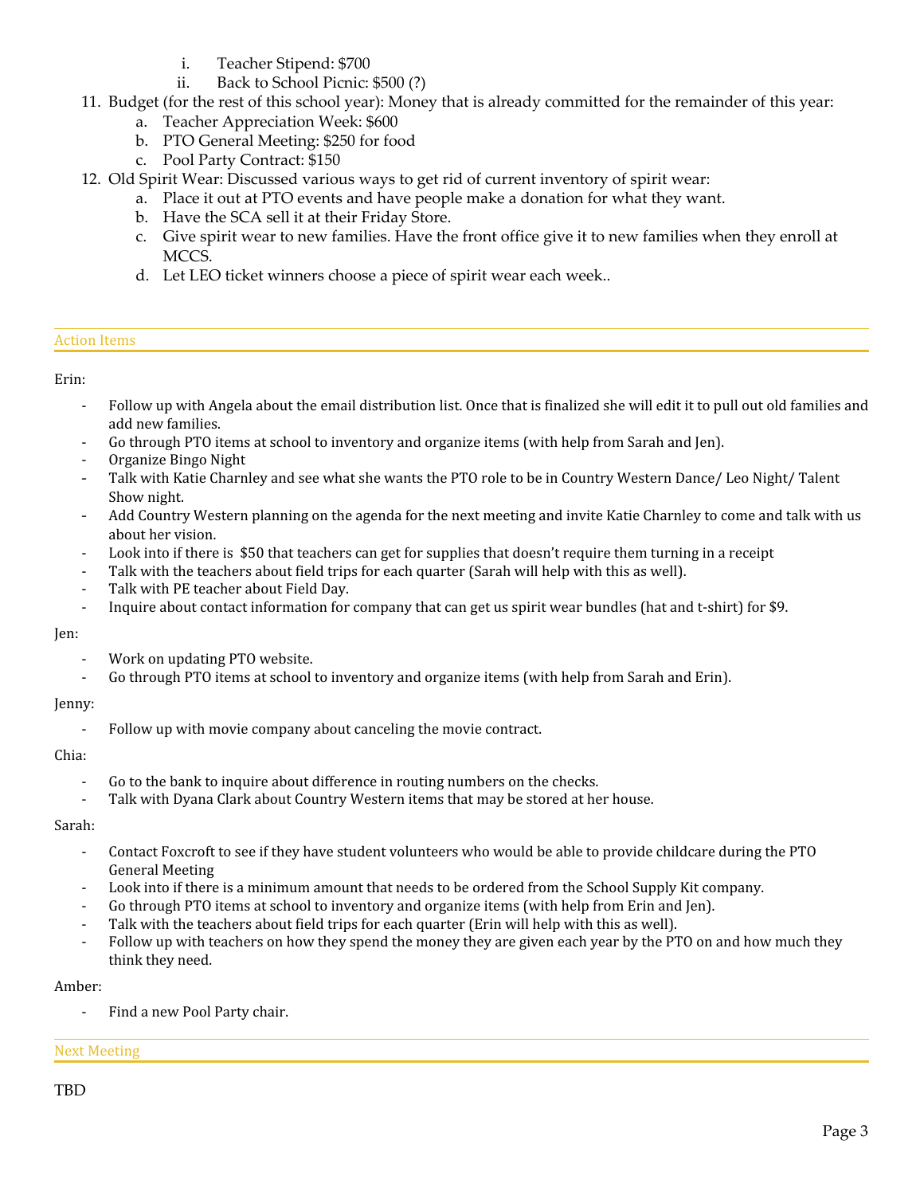i. Teacher Stipend: $700
   ii. Back to School Picnic: $500 (?)

11. Budget (for the rest of this school year): Money that is already committed for the remainder of this year:
    a. Teacher Appreciation Week: $600
    b. PTO General Meeting: $250 for food
    c. Pool Party Contract: $150
12. Old Spirit Wear: Discussed various ways to get rid of current inventory of spirit wear:
    a. Place it out at PTO events and have people make a donation for what they want.
    b. Have the SCA sell it at their Friday Store.
    c. Give spirit wear to new families. Have the front office give it to new families when they enroll at MCCS.
    d. Let LEO ticket winners choose a piece of spirit wear each week..

## Action Items

Erin:

- Follow up with Angela about the email distribution list. Once that is finalized she will edit it to pull out old families and add new families.
- Go through PTO items at school to inventory and organize items (with help from Sarah and Jen).
- Organize Bingo Night
- Talk with Katie Charnley and see what she wants the PTO role to be in Country Western Dance/ Leo Night/ Talent Show night.
- Add Country Western planning on the agenda for the next meeting and invite Katie Charnley to come and talk with us about her vision.
- Look into if there is $50 that teachers can get for supplies that doesn't require them turning in a receipt
- Talk with the teachers about field trips for each quarter (Sarah will help with this as well).
- Talk with PE teacher about Field Day.
- Inquire about contact information for company that can get us spirit wear bundles (hat and t-shirt) for $9.

Jen:

- Work on updating PTO website.
- Go through PTO items at school to inventory and organize items (with help from Sarah and Erin).

Jenny:

- Follow up with movie company about canceling the movie contract.

Chia:

- Go to the bank to inquire about difference in routing numbers on the checks.
- Talk with Dyana Clark about Country Western items that may be stored at her house.

Sarah:

- Contact Foxcroft to see if they have student volunteers who would be able to provide childcare during the PTO General Meeting
- Look into if there is a minimum amount that needs to be ordered from the School Supply Kit company.
- Go through PTO items at school to inventory and organize items (with help from Erin and Jen).
- Talk with the teachers about field trips for each quarter (Erin will help with this as well).
- Follow up with teachers on how they spend the money they are given each year by the PTO on and how much they think they need.

Amber:

- Find a new Pool Party chair.

## Next Meeting

TBD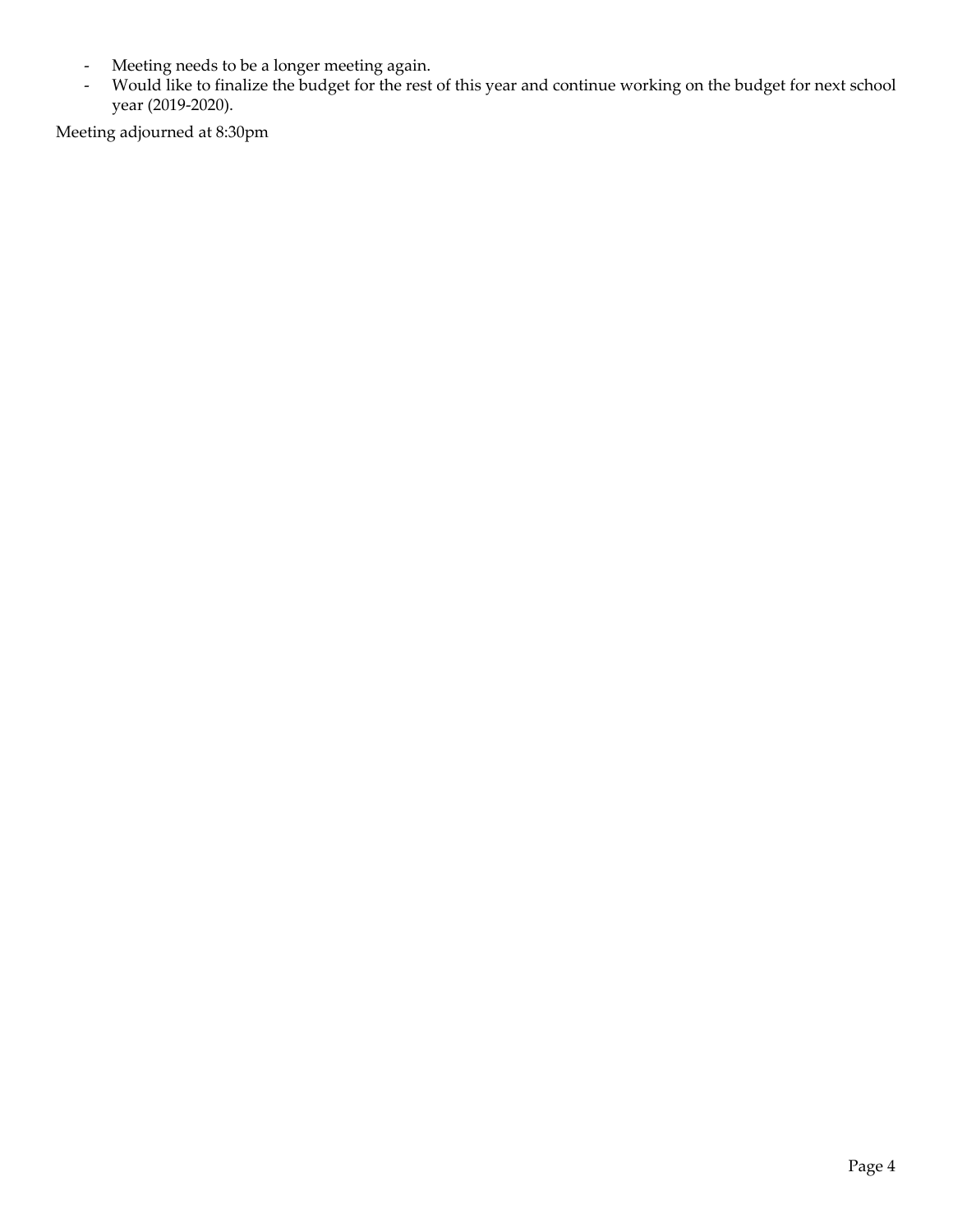- Meeting needs to be a longer meeting again.
- Would like to finalize the budget for the rest of this year and continue working on the budget for next school year (2019-2020).

Meeting adjourned at 8:30pm